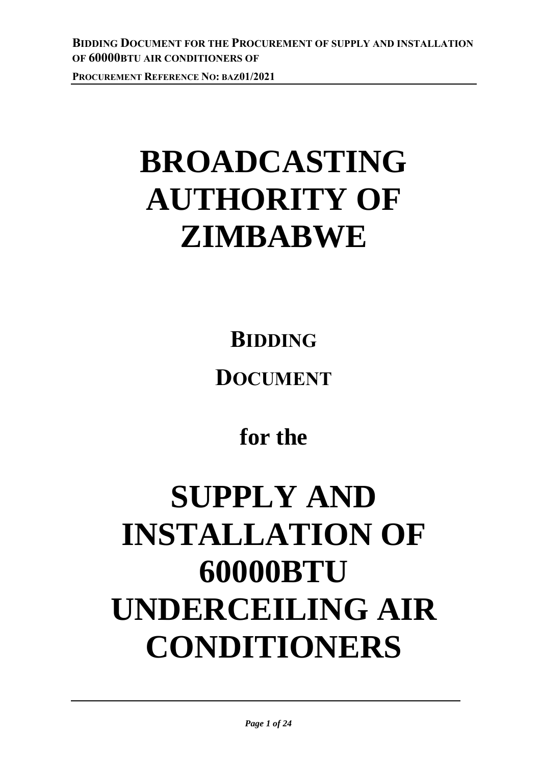# BROADCASTING AUTHORITY OF ZIMBABWE

## BIDDING DOCUMENT

## for the

# SUPPLY AND INSTALLATION OF 60000BTU UNDERCEILING AIR CONDITIONERS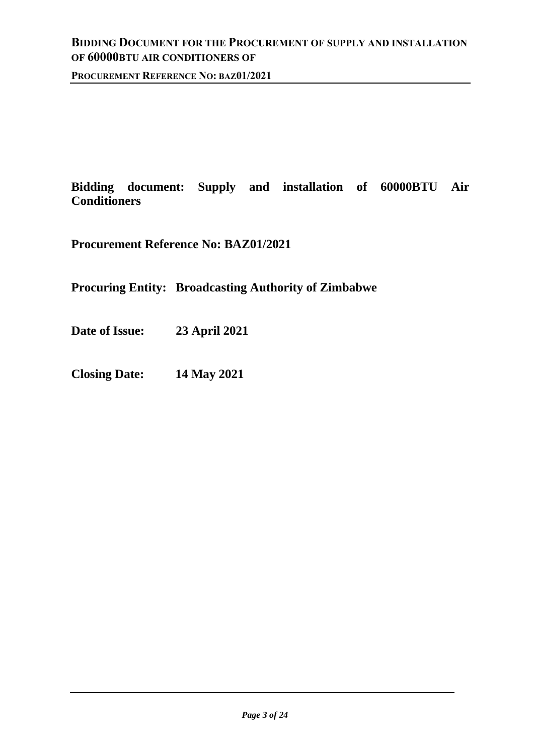**Bidding document: Supply and installation of 60000BTU Air Conditioners**

**Procurement Reference No: BAZ01/2021**

**Procuring Entity: Broadcasting Authority of Zimbabwe**

**Date of Issue: 23 April 2021**

**Closing Date: 14 May 2021**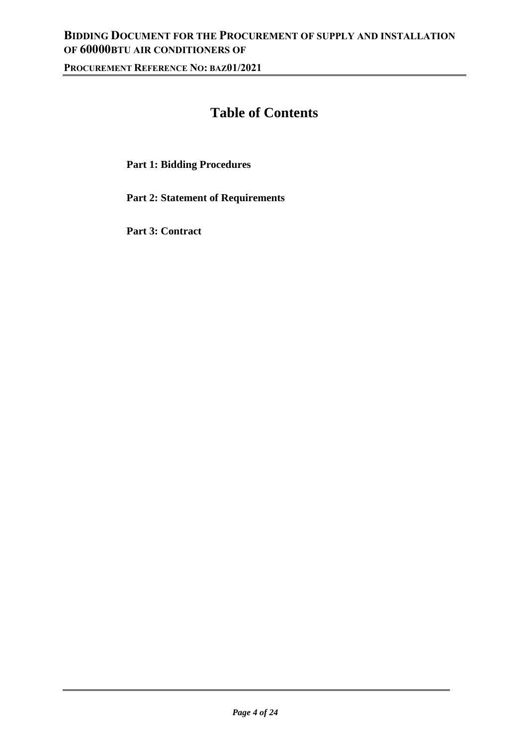# Table of Contents

**Part 1: Bidding Procedures**

**Part 2: Statement of Requirements**

**Part 3: Contract**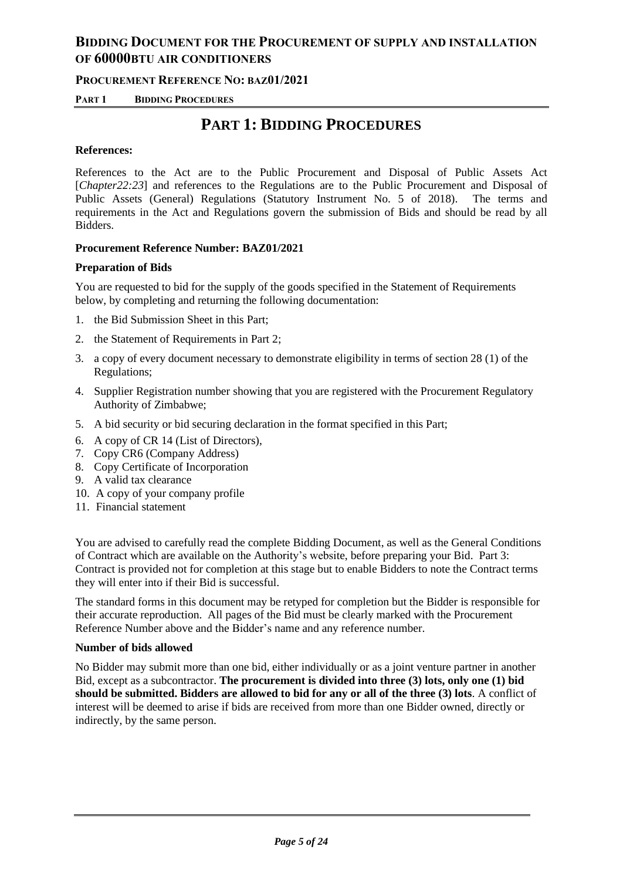# PART 1: BIDDING PROCEDURES

**References:**

References to the Act are to the Public Procurement and Disposal of Public Assets Act [*Chapter22:23*] and references to the Regulations are to the Public Procurement and Disposal of Public Assets (General) Regulations (Statutory Instrument No. 5 of 2018). The terms and requirements in the Act and Regulations govern the submission of Bids and should be read by all Bidders.

**Procurement Reference Number: BAZ01/2021**

**Preparation of Bids**

You are requested to bid for the supply of the goods specified in the Statement of Requirements below, by completing and returning the following documentation:

1. the Bid Submission Sheet in this Part;
2. the Statement of Requirements in Part 2;
3. a copy of every document necessary to demonstrate eligibility in terms of section 28 (1) of the Regulations;
4. Supplier Registration number showing that you are registered with the Procurement Regulatory Authority of Zimbabwe;
5. A bid security or bid securing declaration in the format specified in this Part;
6. A copy of CR 14 (List of Directors),
7. Copy CR6 (Company Address)
8. Copy Certificate of Incorporation
9. A valid tax clearance
10. A copy of your company profile
11. Financial statement

You are advised to carefully read the complete Bidding Document, as well as the General Conditions of Contract which are available on the Authority's website, before preparing your Bid. Part 3: Contract is provided not for completion at this stage but to enable Bidders to note the Contract terms they will enter into if their Bid is successful.

The standard forms in this document may be retyped for completion but the Bidder is responsible for their accurate reproduction. All pages of the Bid must be clearly marked with the Procurement Reference Number above and the Bidder's name and any reference number.

**Number of bids allowed**

No Bidder may submit more than one bid, either individually or as a joint venture partner in another Bid, except as a subcontractor. **The procurement is divided into three (3) lots, only one (1) bid should be submitted. Bidders are allowed to bid for any or all of the three (3) lots**. A conflict of interest will be deemed to arise if bids are received from more than one Bidder owned, directly or indirectly, by the same person.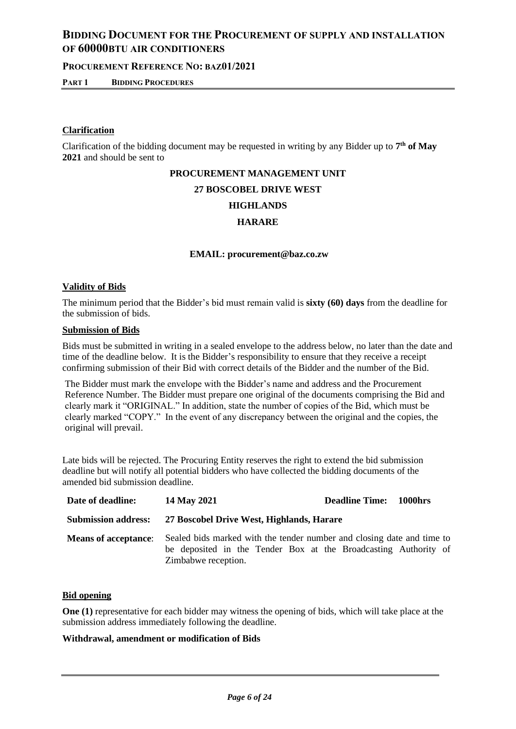## Clarification

Clarification of the bidding document may be requested in writing by any Bidder up to **7th of May 2021** and should be sent to

**PROCUREMENT MANAGEMENT UNIT**

**27 BOSCOBEL DRIVE WEST**

**HIGHLANDS**

**HARARE**

**EMAIL: procurement@baz.co.zw**

## Validity of Bids

The minimum period that the Bidder's bid must remain valid is **sixty (60) days** from the deadline for the submission of bids.

## Submission of Bids

Bids must be submitted in writing in a sealed envelope to the address below, no later than the date and time of the deadline below. It is the Bidder's responsibility to ensure that they receive a receipt confirming submission of their Bid with correct details of the Bidder and the number of the Bid.

The Bidder must mark the envelope with the Bidder's name and address and the Procurement Reference Number. The Bidder must prepare one original of the documents comprising the Bid and clearly mark it "ORIGINAL." In addition, state the number of copies of the Bid, which must be clearly marked "COPY." In the event of any discrepancy between the original and the copies, the original will prevail.

Late bids will be rejected. The Procuring Entity reserves the right to extend the bid submission deadline but will notify all potential bidders who have collected the bidding documents of the amended bid submission deadline.

| | | | |
|---|---|---|---|
| **Date of deadline:** | **14 May 2021** | **Deadline Time:** | **1000hrs** |
| **Submission address:** | **27 Boscobel Drive West, Highlands, Harare** | | |
| **Means of acceptance**: | Sealed bids marked with the tender number and closing date and time to be deposited in the Tender Box at the Broadcasting Authority of Zimbabwe reception. | | |

## Bid opening

**One (1)** representative for each bidder may witness the opening of bids, which will take place at the submission address immediately following the deadline.

**Withdrawal, amendment or modification of Bids**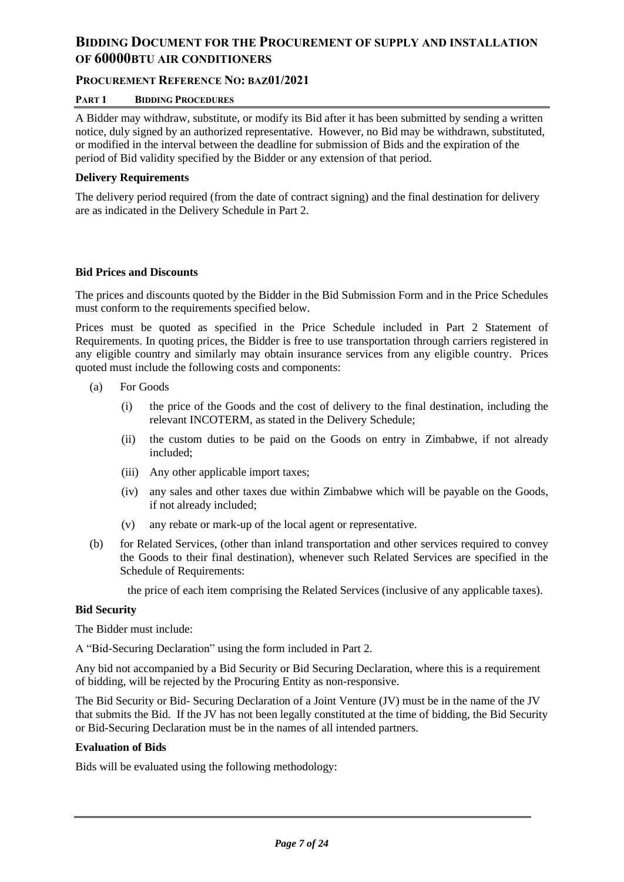A Bidder may withdraw, substitute, or modify its Bid after it has been submitted by sending a written notice, duly signed by an authorized representative. However, no Bid may be withdrawn, substituted, or modified in the interval between the deadline for submission of Bids and the expiration of the period of Bid validity specified by the Bidder or any extension of that period.

**Delivery Requirements**

The delivery period required (from the date of contract signing) and the final destination for delivery are as indicated in the Delivery Schedule in Part 2.

**Bid Prices and Discounts**

The prices and discounts quoted by the Bidder in the Bid Submission Form and in the Price Schedules must conform to the requirements specified below.

Prices must be quoted as specified in the Price Schedule included in Part 2 Statement of Requirements. In quoting prices, the Bidder is free to use transportation through carriers registered in any eligible country and similarly may obtain insurance services from any eligible country. Prices quoted must include the following costs and components:

(a) For Goods

  (i) the price of the Goods and the cost of delivery to the final destination, including the relevant INCOTERM, as stated in the Delivery Schedule;

  (ii) the custom duties to be paid on the Goods on entry in Zimbabwe, if not already included;

  (iii) Any other applicable import taxes;

  (iv) any sales and other taxes due within Zimbabwe which will be payable on the Goods, if not already included;

  (v) any rebate or mark-up of the local agent or representative.

(b) for Related Services, (other than inland transportation and other services required to convey the Goods to their final destination), whenever such Related Services are specified in the Schedule of Requirements:

  the price of each item comprising the Related Services (inclusive of any applicable taxes).

**Bid Security**

The Bidder must include:

A "Bid-Securing Declaration" using the form included in Part 2.

Any bid not accompanied by a Bid Security or Bid Securing Declaration, where this is a requirement of bidding, will be rejected by the Procuring Entity as non-responsive.

The Bid Security or Bid- Securing Declaration of a Joint Venture (JV) must be in the name of the JV that submits the Bid. If the JV has not been legally constituted at the time of bidding, the Bid Security or Bid-Securing Declaration must be in the names of all intended partners.

**Evaluation of Bids**

Bids will be evaluated using the following methodology: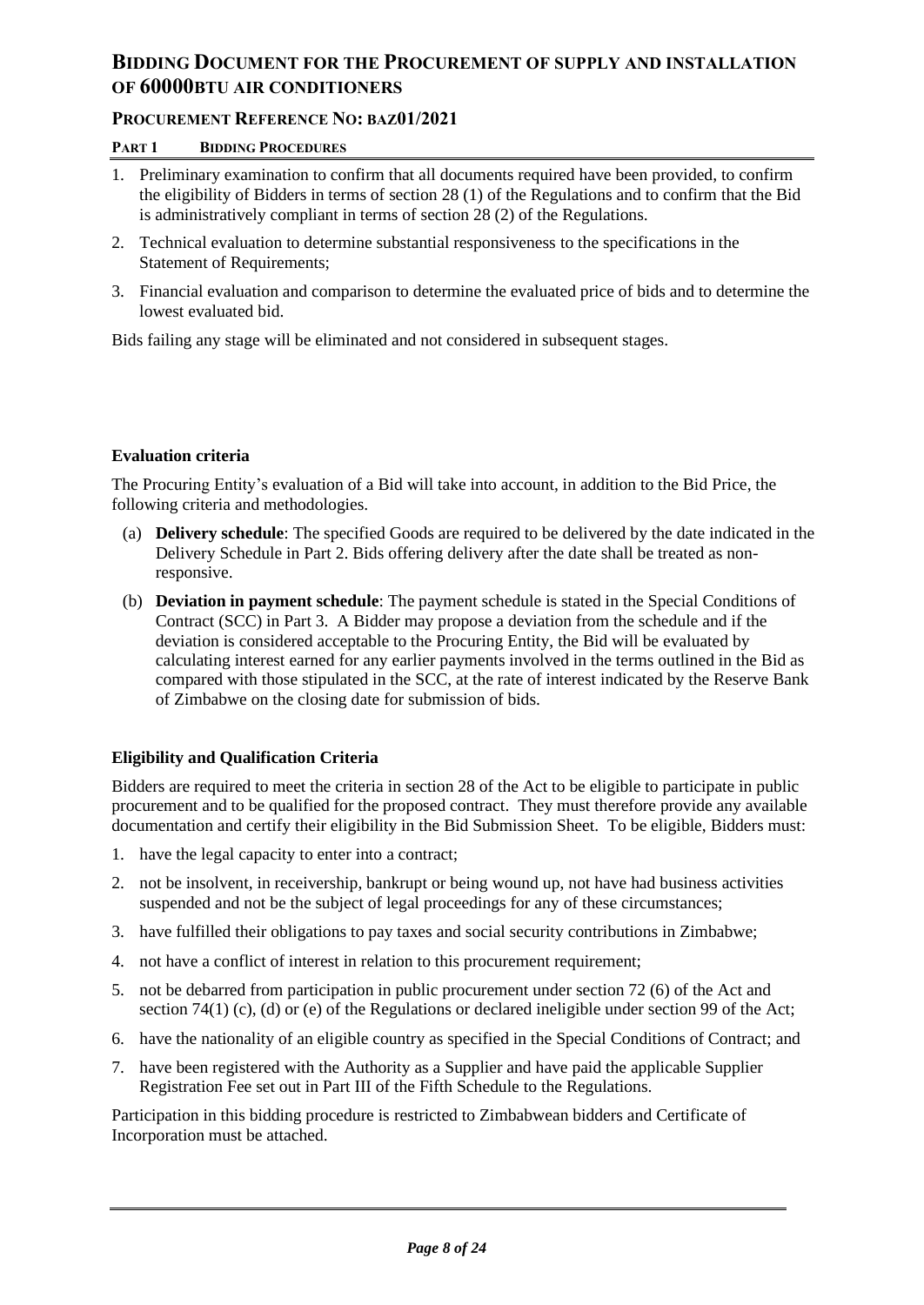1. Preliminary examination to confirm that all documents required have been provided, to confirm the eligibility of Bidders in terms of section 28 (1) of the Regulations and to confirm that the Bid is administratively compliant in terms of section 28 (2) of the Regulations.
2. Technical evaluation to determine substantial responsiveness to the specifications in the Statement of Requirements;
3. Financial evaluation and comparison to determine the evaluated price of bids and to determine the lowest evaluated bid.

Bids failing any stage will be eliminated and not considered in subsequent stages.

**Evaluation criteria**

The Procuring Entity's evaluation of a Bid will take into account, in addition to the Bid Price, the following criteria and methodologies.

(a) **Delivery schedule**: The specified Goods are required to be delivered by the date indicated in the Delivery Schedule in Part 2. Bids offering delivery after the date shall be treated as non-responsive.

(b) **Deviation in payment schedule**: The payment schedule is stated in the Special Conditions of Contract (SCC) in Part 3. A Bidder may propose a deviation from the schedule and if the deviation is considered acceptable to the Procuring Entity, the Bid will be evaluated by calculating interest earned for any earlier payments involved in the terms outlined in the Bid as compared with those stipulated in the SCC, at the rate of interest indicated by the Reserve Bank of Zimbabwe on the closing date for submission of bids.

**Eligibility and Qualification Criteria**

Bidders are required to meet the criteria in section 28 of the Act to be eligible to participate in public procurement and to be qualified for the proposed contract. They must therefore provide any available documentation and certify their eligibility in the Bid Submission Sheet. To be eligible, Bidders must:

1. have the legal capacity to enter into a contract;
2. not be insolvent, in receivership, bankrupt or being wound up, not have had business activities suspended and not be the subject of legal proceedings for any of these circumstances;
3. have fulfilled their obligations to pay taxes and social security contributions in Zimbabwe;
4. not have a conflict of interest in relation to this procurement requirement;
5. not be debarred from participation in public procurement under section 72 (6) of the Act and section 74(1) (c), (d) or (e) of the Regulations or declared ineligible under section 99 of the Act;
6. have the nationality of an eligible country as specified in the Special Conditions of Contract; and
7. have been registered with the Authority as a Supplier and have paid the applicable Supplier Registration Fee set out in Part III of the Fifth Schedule to the Regulations.

Participation in this bidding procedure is restricted to Zimbabwean bidders and Certificate of Incorporation must be attached.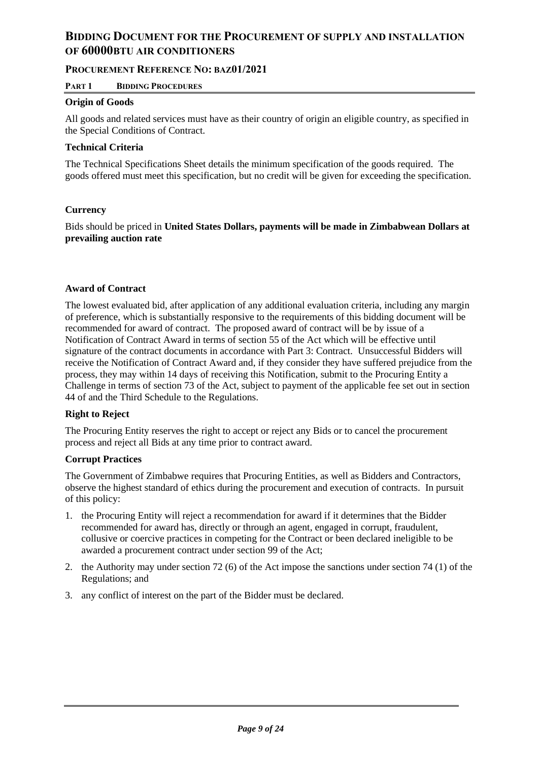**Origin of Goods**

All goods and related services must have as their country of origin an eligible country, as specified in the Special Conditions of Contract.

**Technical Criteria**

The Technical Specifications Sheet details the minimum specification of the goods required. The goods offered must meet this specification, but no credit will be given for exceeding the specification.

**Currency**

Bids should be priced in **United States Dollars, payments will be made in Zimbabwean Dollars at prevailing auction rate**

**Award of Contract**

The lowest evaluated bid, after application of any additional evaluation criteria, including any margin of preference, which is substantially responsive to the requirements of this bidding document will be recommended for award of contract. The proposed award of contract will be by issue of a Notification of Contract Award in terms of section 55 of the Act which will be effective until signature of the contract documents in accordance with Part 3: Contract. Unsuccessful Bidders will receive the Notification of Contract Award and, if they consider they have suffered prejudice from the process, they may within 14 days of receiving this Notification, submit to the Procuring Entity a Challenge in terms of section 73 of the Act, subject to payment of the applicable fee set out in section 44 of and the Third Schedule to the Regulations.

**Right to Reject**

The Procuring Entity reserves the right to accept or reject any Bids or to cancel the procurement process and reject all Bids at any time prior to contract award.

**Corrupt Practices**

The Government of Zimbabwe requires that Procuring Entities, as well as Bidders and Contractors, observe the highest standard of ethics during the procurement and execution of contracts. In pursuit of this policy:

1. the Procuring Entity will reject a recommendation for award if it determines that the Bidder recommended for award has, directly or through an agent, engaged in corrupt, fraudulent, collusive or coercive practices in competing for the Contract or been declared ineligible to be awarded a procurement contract under section 99 of the Act;
2. the Authority may under section 72 (6) of the Act impose the sanctions under section 74 (1) of the Regulations; and
3. any conflict of interest on the part of the Bidder must be declared.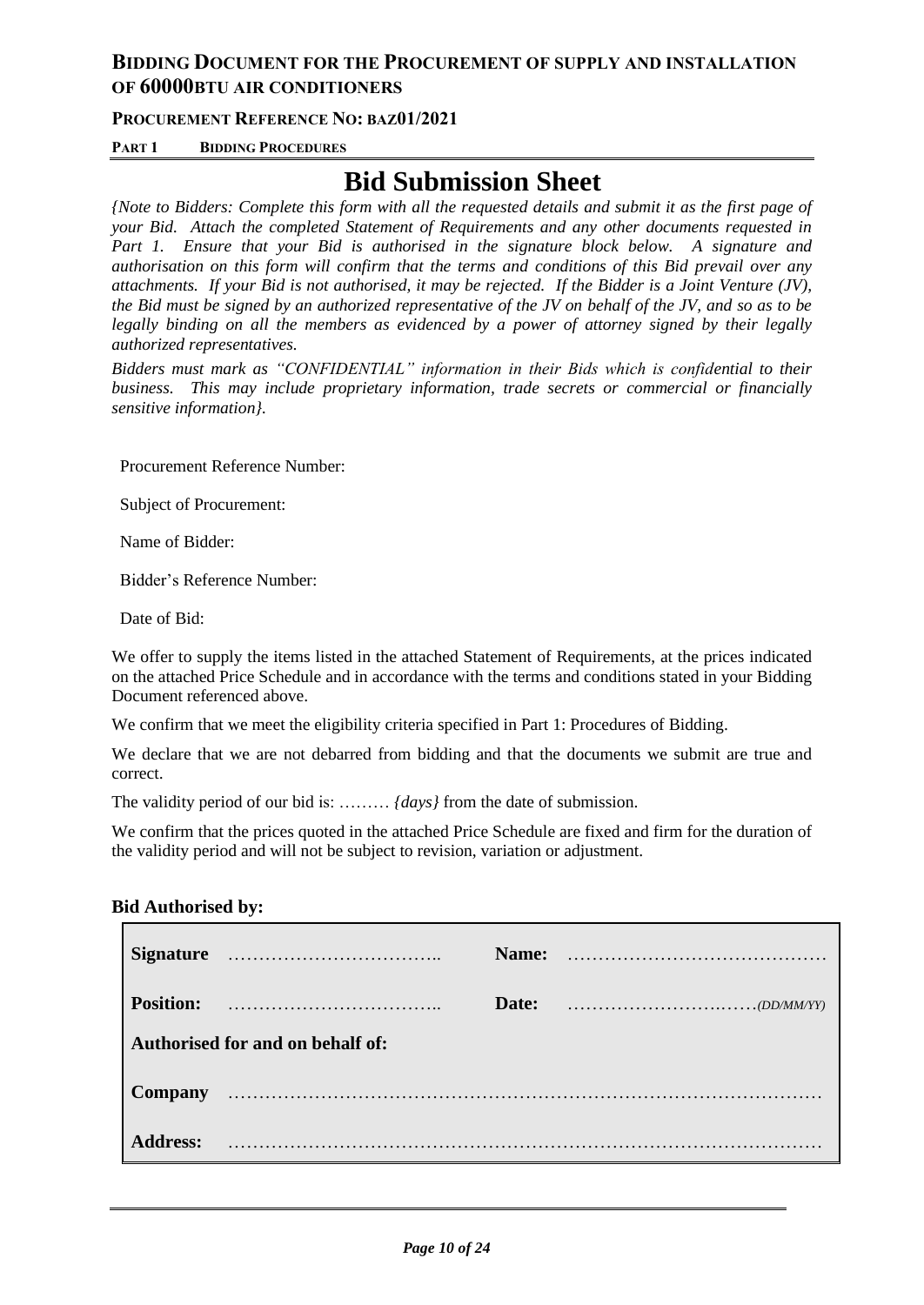# Bid Submission Sheet

*{Note to Bidders: Complete this form with all the requested details and submit it as the first page of your Bid. Attach the completed Statement of Requirements and any other documents requested in Part 1. Ensure that your Bid is authorised in the signature block below. A signature and authorisation on this form will confirm that the terms and conditions of this Bid prevail over any attachments. If your Bid is not authorised, it may be rejected. If the Bidder is a Joint Venture (JV), the Bid must be signed by an authorized representative of the JV on behalf of the JV, and so as to be legally binding on all the members as evidenced by a power of attorney signed by their legally authorized representatives.*

*Bidders must mark as "CONFIDENTIAL" information in their Bids which is confidential to their business. This may include proprietary information, trade secrets or commercial or financially sensitive information}.*

Procurement Reference Number:

Subject of Procurement:

Name of Bidder:

Bidder's Reference Number:

Date of Bid:

We offer to supply the items listed in the attached Statement of Requirements, at the prices indicated on the attached Price Schedule and in accordance with the terms and conditions stated in your Bidding Document referenced above.

We confirm that we meet the eligibility criteria specified in Part 1: Procedures of Bidding.

We declare that we are not debarred from bidding and that the documents we submit are true and correct.

The validity period of our bid is: ……… *{days}* from the date of submission.

We confirm that the prices quoted in the attached Price Schedule are fixed and firm for the duration of the validity period and will not be subject to revision, variation or adjustment.

**Bid Authorised by:**

| | | | |
|---|---|---|---|
| **Signature** | …………………………….. | **Name:** | …………………………………… |
| **Position:** | …………………………….. | **Date:** | ……………………….……*(DD/MM/YY)* |
| **Authorised for and on behalf of:** | | | |
| **Company** | …………………………………………………………………………… | | |
| **Address:** | …………………………………………………………………………… | | |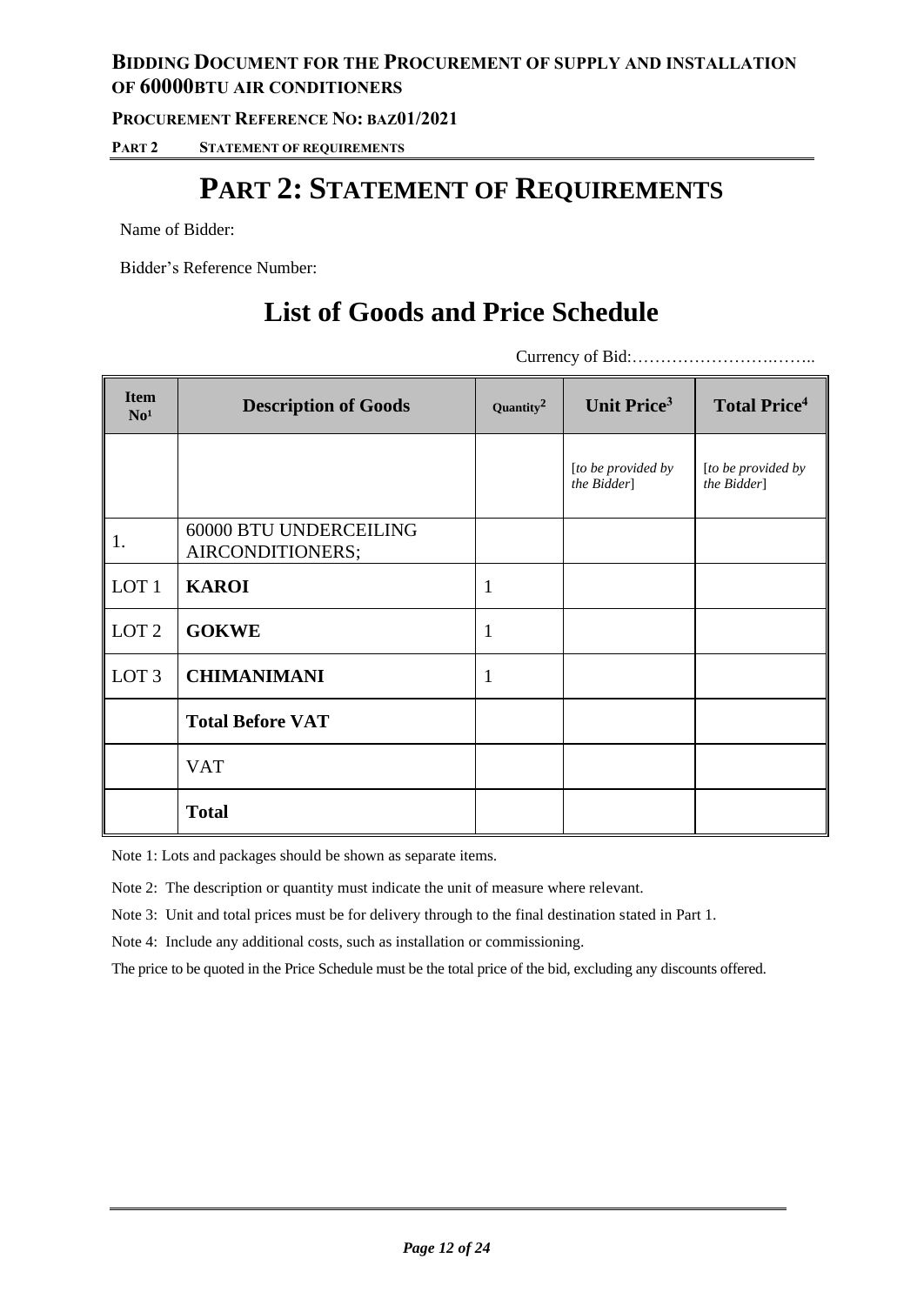# PART 2: STATEMENT OF REQUIREMENTS

Name of Bidder:

Bidder's Reference Number:

## List of Goods and Price Schedule

Currency of Bid:……………………….……..

| Item No[1] | Description of Goods | Quantity[2] | Unit Price[3] | Total Price[4] |
|---|---|---|---|---|
| | | | *[to be provided by the Bidder]* | *[to be provided by the Bidder]* |
| 1. | 60000 BTU UNDERCEILING AIRCONDITIONERS; | | | |
| LOT 1 | **KAROI** | 1 | | |
| LOT 2 | **GOKWE** | 1 | | |
| LOT 3 | **CHIMANIMANI** | 1 | | |
| | **Total Before VAT** | | | |
| | VAT | | | |
| | **Total** | | | |

Note 1: Lots and packages should be shown as separate items.

Note 2: The description or quantity must indicate the unit of measure where relevant.

Note 3: Unit and total prices must be for delivery through to the final destination stated in Part 1.

Note 4: Include any additional costs, such as installation or commissioning.

The price to be quoted in the Price Schedule must be the total price of the bid, excluding any discounts offered.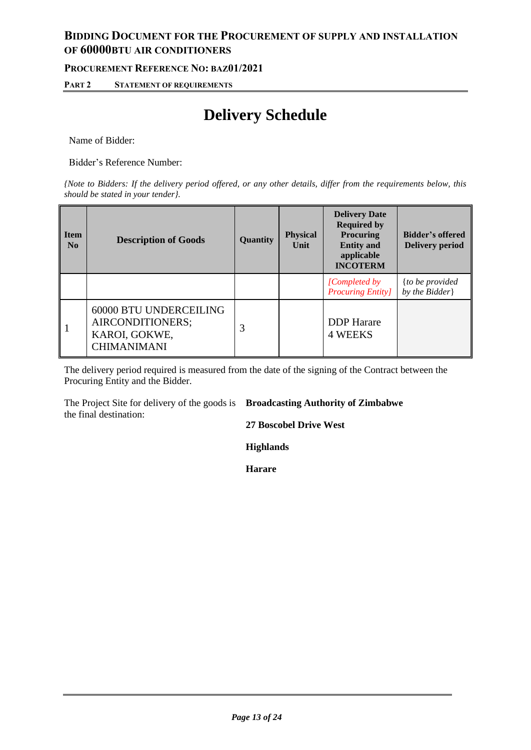# Delivery Schedule

Name of Bidder:

Bidder's Reference Number:

*{Note to Bidders: If the delivery period offered, or any other details, differ from the requirements below, this should be stated in your tender}.*

| Item No | Description of Goods | Quantity | Physical Unit | Delivery Date Required by Procuring Entity and applicable INCOTERM | Bidder's offered Delivery period |
|---|---|---|---|---|---|
| | | | | *[Completed by Procuring Entity]* | {*to be provided by the Bidder*} |
| 1 | 60000 BTU UNDERCEILING AIRCONDITIONERS; KAROI, GOKWE, CHIMANIMANI | 3 | | DDP Harare 4 WEEKS | |

The delivery period required is measured from the date of the signing of the Contract between the Procuring Entity and the Bidder.

The Project Site for delivery of the goods is the final destination:

**Broadcasting Authority of Zimbabwe**

**27 Boscobel Drive West**

**Highlands**

**Harare**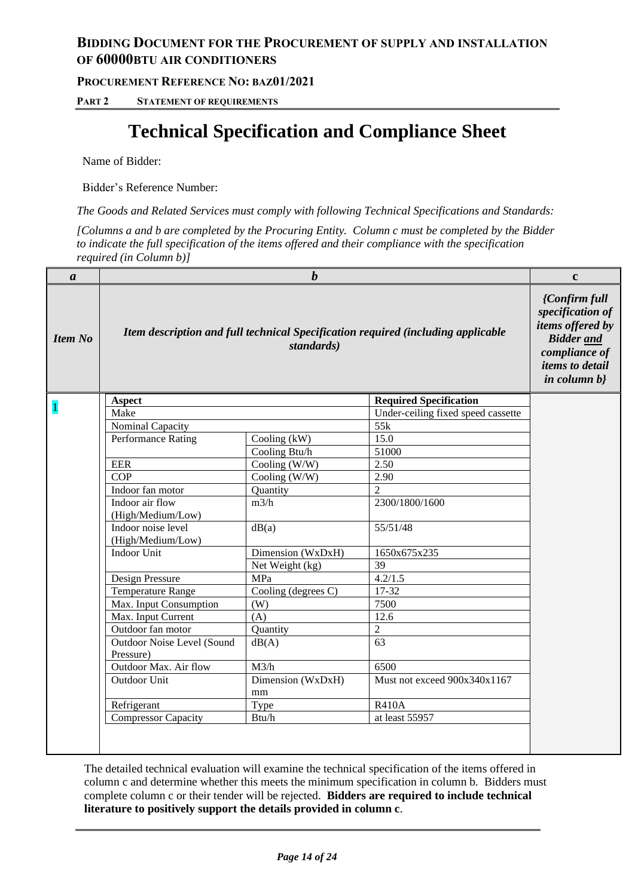## BIDDING DOCUMENT FOR THE PROCUREMENT OF SUPPLY AND INSTALLATION OF 60000BTU AIR CONDITIONERS

**PROCUREMENT REFERENCE NO: BAZ01/2021**

**PART 2 STATEMENT OF REQUIREMENTS**

# Technical Specification and Compliance Sheet

Name of Bidder:

Bidder's Reference Number:

*The Goods and Related Services must comply with following Technical Specifications and Standards:*

*[Columns a and b are completed by the Procuring Entity. Column c must be completed by the Bidder to indicate the full specification of the items offered and their compliance with the specification required (in Column b)]*

| *a* | *b* | | | c |
|---|---|---|---|---|
| ***Item No*** | ***Item description and full technical Specification required (including applicable standards)*** | | | ***{Confirm full specification of items offered by Bidder and compliance of items to detail in column b}*** |
| 1 | **Aspect** | | **Required Specification** | |
| | Make | | Under-ceiling fixed speed cassette | |
| | Nominal Capacity | | 55k | |
| | Performance Rating | Cooling (kW) | 15.0 | |
| | | Cooling Btu/h | 51000 | |
| | EER | Cooling (W/W) | 2.50 | |
| | COP | Cooling (W/W) | 2.90 | |
| | Indoor fan motor | Quantity | 2 | |
| | Indoor air flow (High/Medium/Low) | m3/h | 2300/1800/1600 | |
| | Indoor noise level (High/Medium/Low) | dB(a) | 55/51/48 | |
| | Indoor Unit | Dimension (WxDxH) | 1650x675x235 | |
| | | Net Weight (kg) | 39 | |
| | Design Pressure | MPa | 4.2/1.5 | |
| | Temperature Range | Cooling (degrees C) | 17-32 | |
| | Max. Input Consumption | (W) | 7500 | |
| | Max. Input Current | (A) | 12.6 | |
| | Outdoor fan motor | Quantity | 2 | |
| | Outdoor Noise Level (Sound Pressure) | dB(A) | 63 | |
| | Outdoor Max. Air flow | M3/h | 6500 | |
| | Outdoor Unit | Dimension (WxDxH) mm | Must not exceed 900x340x1167 | |
| | Refrigerant | Type | R410A | |
| | Compressor Capacity | Btu/h | at least 55957 | |

The detailed technical evaluation will examine the technical specification of the items offered in column c and determine whether this meets the minimum specification in column b. Bidders must complete column c or their tender will be rejected. **Bidders are required to include technical literature to positively support the details provided in column c**.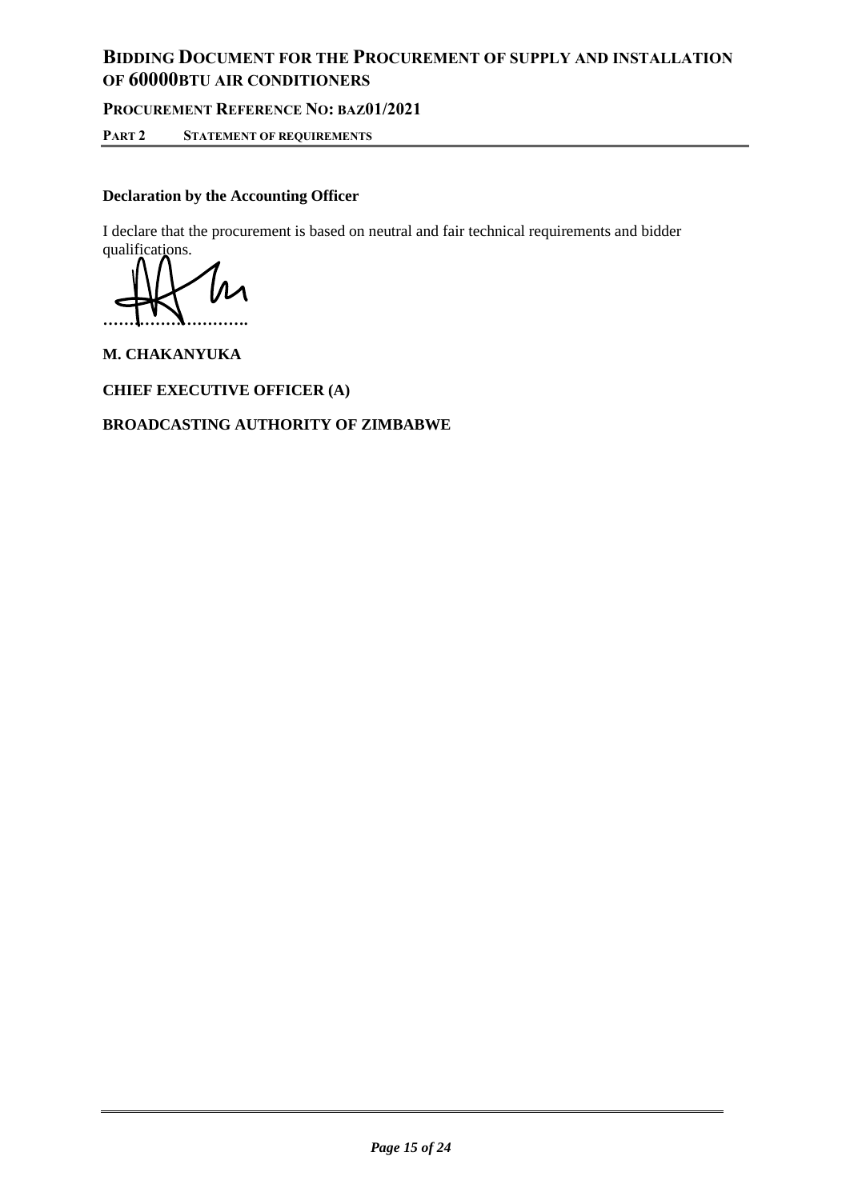**Declaration by the Accounting Officer**

I declare that the procurement is based on neutral and fair technical requirements and bidder qualifications.

**……………………….**

**M. CHAKANYUKA**

**CHIEF EXECUTIVE OFFICER (A)**

**BROADCASTING AUTHORITY OF ZIMBABWE**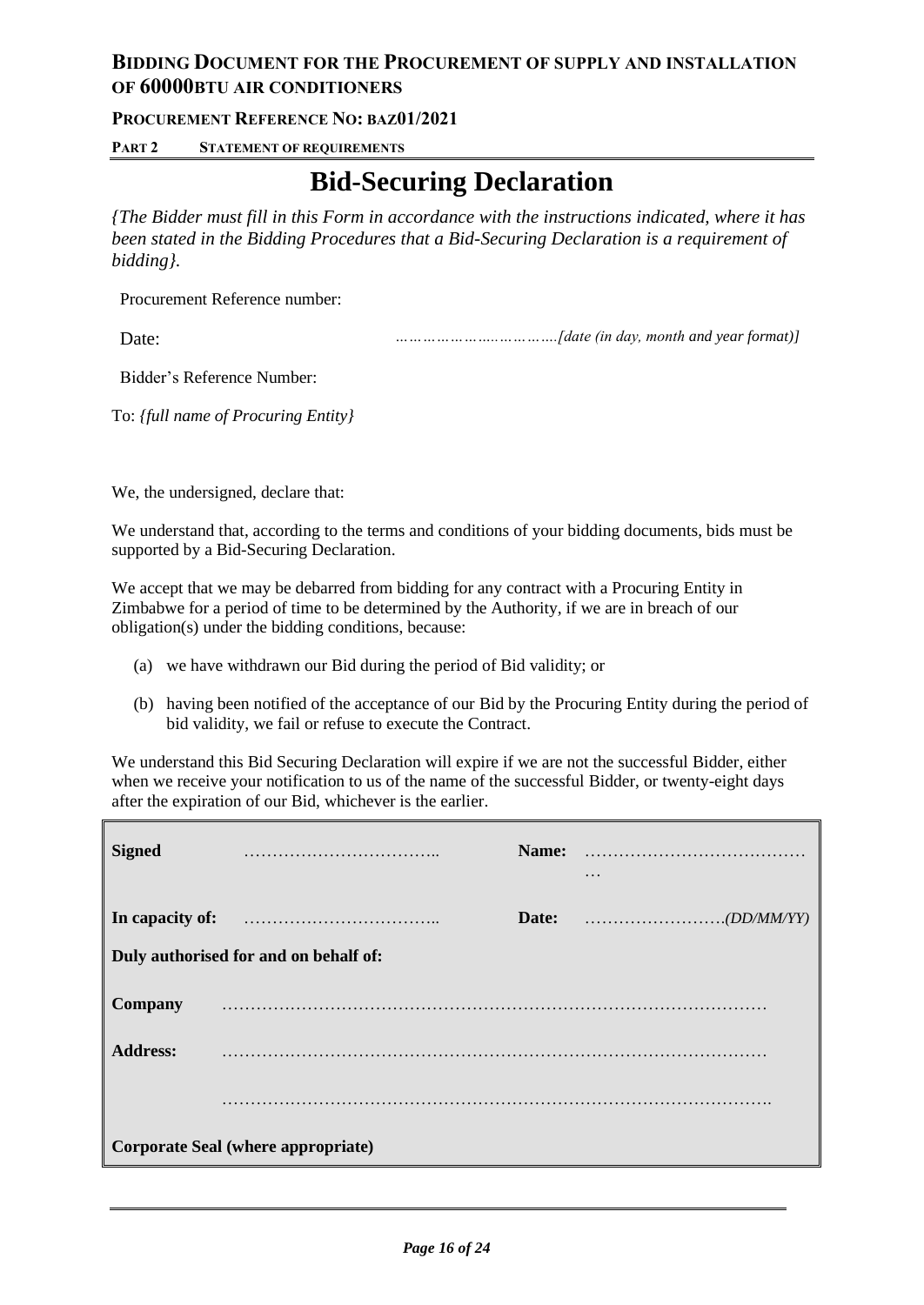# Bid-Securing Declaration

*{The Bidder must fill in this Form in accordance with the instructions indicated, where it has been stated in the Bidding Procedures that a Bid-Securing Declaration is a requirement of bidding}.*

Procurement Reference number:

Date: *……………………………….[date (in day, month and year format)]*

Bidder's Reference Number:

To: *{full name of Procuring Entity}*

We, the undersigned, declare that:

We understand that, according to the terms and conditions of your bidding documents, bids must be supported by a Bid-Securing Declaration.

We accept that we may be debarred from bidding for any contract with a Procuring Entity in Zimbabwe for a period of time to be determined by the Authority, if we are in breach of our obligation(s) under the bidding conditions, because:

(a) we have withdrawn our Bid during the period of Bid validity; or

(b) having been notified of the acceptance of our Bid by the Procuring Entity during the period of bid validity, we fail or refuse to execute the Contract.

We understand this Bid Securing Declaration will expire if we are not the successful Bidder, either when we receive your notification to us of the name of the successful Bidder, or twenty-eight days after the expiration of our Bid, whichever is the earlier.

| | | | |
|---|---|---|---|
| **Signed** | …………………………….. | **Name:** | ……………………………………… |
| **In capacity of:** | …………………………….. | **Date:** | …………………….*(DD/MM/YY)* |
| **Duly authorised for and on behalf of:** | | | |
| **Company** | ……………………………………………………………………………… | | |
| **Address:** | ……………………………………………………………………………… | | |
| | ………………………………………………………………………………. | | |
| **Corporate Seal (where appropriate)** | | | |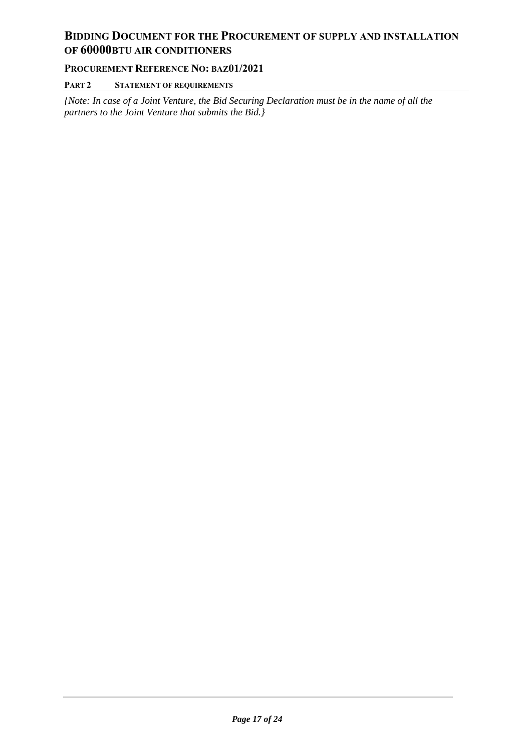{Note: In case of a Joint Venture, the Bid Securing Declaration must be in the name of all the partners to the Joint Venture that submits the Bid.}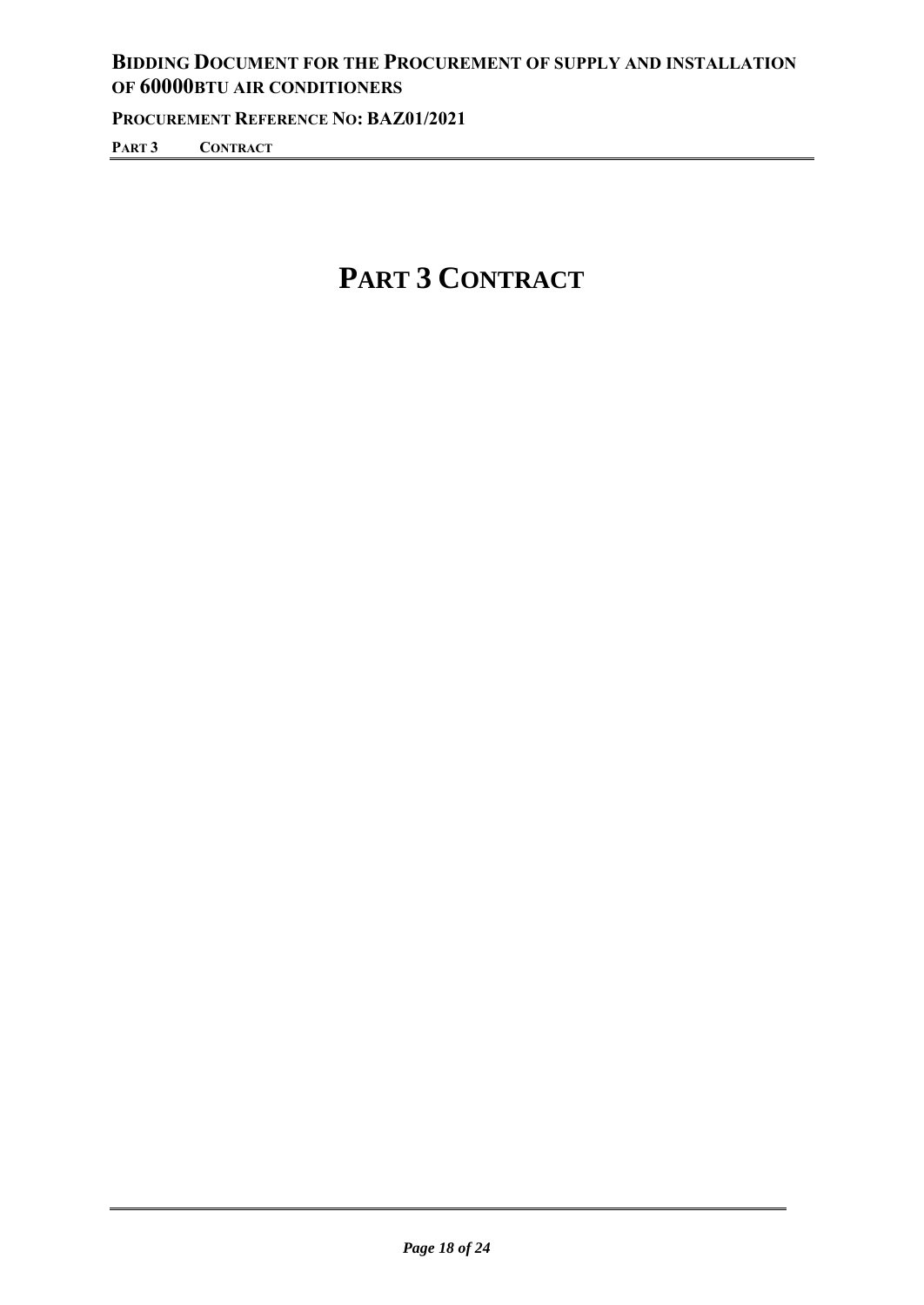# PART 3 CONTRACT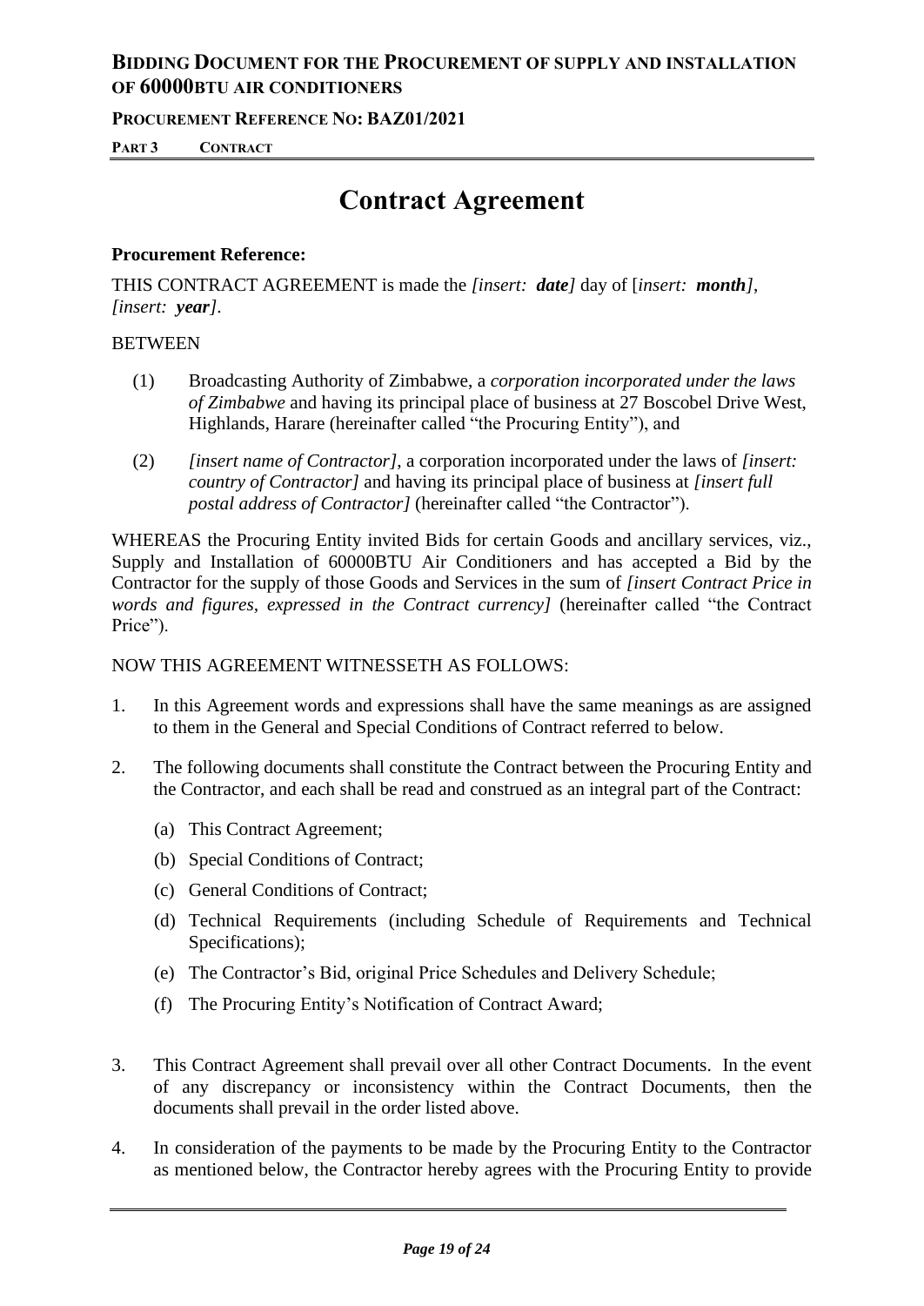# Contract Agreement

**Procurement Reference:**

THIS CONTRACT AGREEMENT is made the *[insert: **date**]* day of [*insert: **month**]*, *[insert: **year**]*.

BETWEEN

(1) Broadcasting Authority of Zimbabwe, a *corporation incorporated under the laws of Zimbabwe* and having its principal place of business at 27 Boscobel Drive West, Highlands, Harare (hereinafter called "the Procuring Entity"), and

(2) *[insert name of Contractor]*, a corporation incorporated under the laws of *[insert: country of Contractor]* and having its principal place of business at *[insert full postal address of Contractor]* (hereinafter called "the Contractor").

WHEREAS the Procuring Entity invited Bids for certain Goods and ancillary services, viz., Supply and Installation of 60000BTU Air Conditioners and has accepted a Bid by the Contractor for the supply of those Goods and Services in the sum of *[insert Contract Price in words and figures, expressed in the Contract currency]* (hereinafter called "the Contract Price").

NOW THIS AGREEMENT WITNESSETH AS FOLLOWS:

1. In this Agreement words and expressions shall have the same meanings as are assigned to them in the General and Special Conditions of Contract referred to below.

2. The following documents shall constitute the Contract between the Procuring Entity and the Contractor, and each shall be read and construed as an integral part of the Contract:
   (a) This Contract Agreement;
   (b) Special Conditions of Contract;
   (c) General Conditions of Contract;
   (d) Technical Requirements (including Schedule of Requirements and Technical Specifications);
   (e) The Contractor's Bid, original Price Schedules and Delivery Schedule;
   (f) The Procuring Entity's Notification of Contract Award;

3. This Contract Agreement shall prevail over all other Contract Documents. In the event of any discrepancy or inconsistency within the Contract Documents, then the documents shall prevail in the order listed above.

4. In consideration of the payments to be made by the Procuring Entity to the Contractor as mentioned below, the Contractor hereby agrees with the Procuring Entity to provide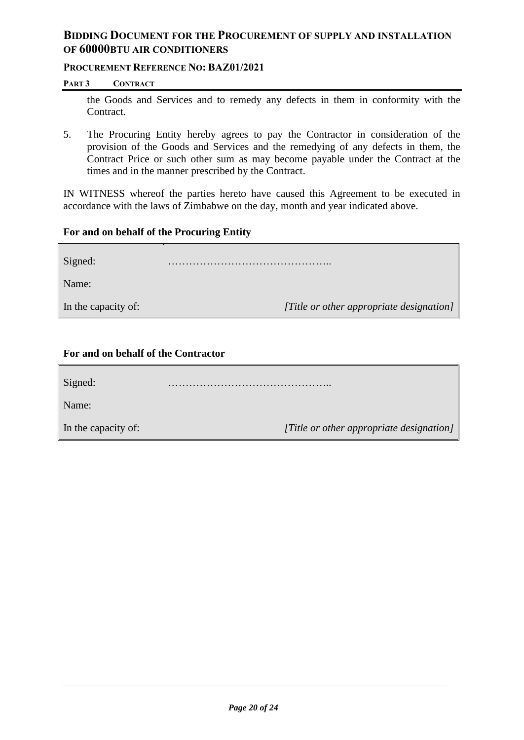the Goods and Services and to remedy any defects in them in conformity with the Contract.

5. The Procuring Entity hereby agrees to pay the Contractor in consideration of the provision of the Goods and Services and the remedying of any defects in them, the Contract Price or such other sum as may become payable under the Contract at the times and in the manner prescribed by the Contract.

IN WITNESS whereof the parties hereto have caused this Agreement to be executed in accordance with the laws of Zimbabwe on the day, month and year indicated above.

**For and on behalf of the Procuring Entity**

| | |
|---|---|
| Signed: | ……………………………………….. |
| Name: | |
| In the capacity of: | *[Title or other appropriate designation]* |

**For and on behalf of the Contractor**

| | |
|---|---|
| Signed: | ……………………………………….. |
| Name: | |
| In the capacity of: | *[Title or other appropriate designation]* |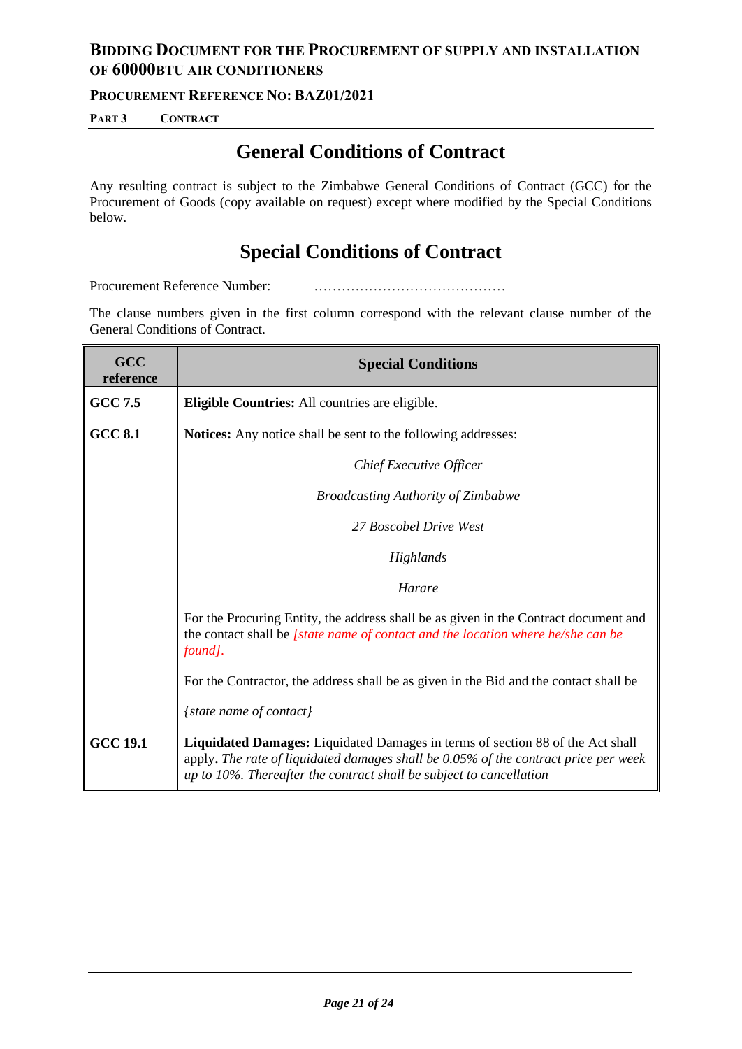## General Conditions of Contract

Any resulting contract is subject to the Zimbabwe General Conditions of Contract (GCC) for the Procurement of Goods (copy available on request) except where modified by the Special Conditions below.

## Special Conditions of Contract

Procurement Reference Number: ……………………………………

The clause numbers given in the first column correspond with the relevant clause number of the General Conditions of Contract.

| GCC reference | Special Conditions |
|---|---|
| **GCC 7.5** | **Eligible Countries:** All countries are eligible. |
| **GCC 8.1** | **Notices:** Any notice shall be sent to the following addresses:<br><br>*Chief Executive Officer*<br>*Broadcasting Authority of Zimbabwe*<br>*27 Boscobel Drive West*<br>*Highlands*<br>*Harare*<br><br>For the Procuring Entity, the address shall be as given in the Contract document and the contact shall be *[state name of contact and the location where he/she can be found]*.<br><br>For the Contractor, the address shall be as given in the Bid and the contact shall be<br><br>*{state name of contact}* |
| **GCC 19.1** | **Liquidated Damages:** Liquidated Damages in terms of section 88 of the Act shall apply**.** *The rate of liquidated damages shall be 0.05% of the contract price per week up to 10%. Thereafter the contract shall be subject to cancellation* |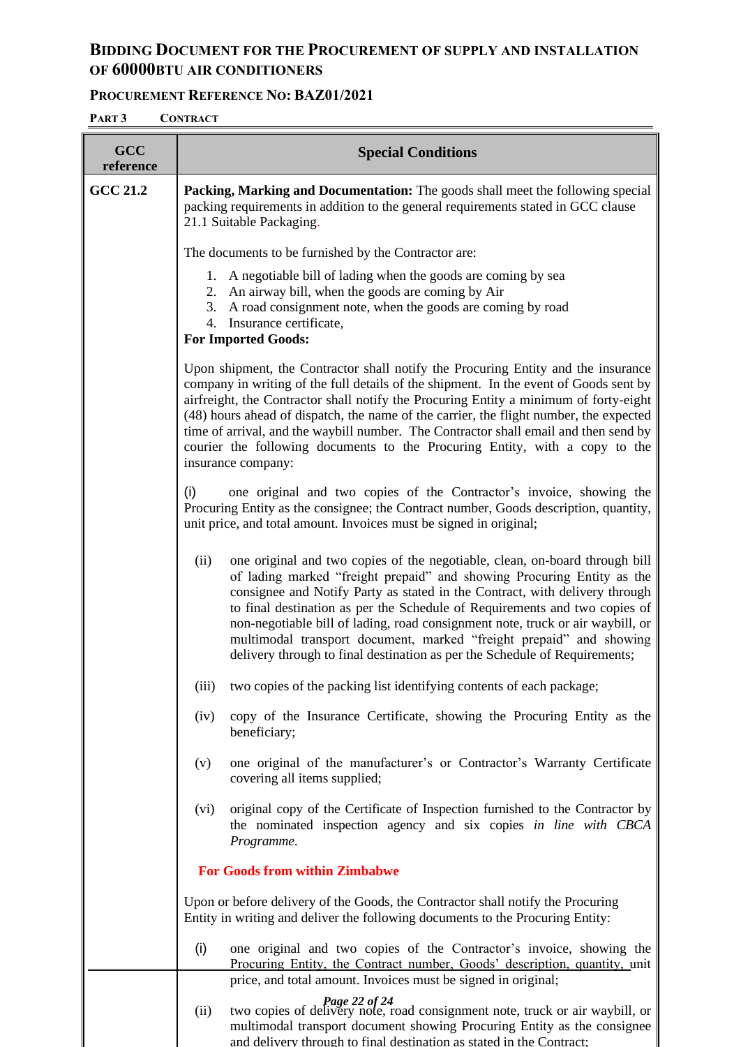| GCC reference | Special Conditions |
|---|---|
| GCC 21.2 | **Packing, Marking and Documentation:** The goods shall meet the following special packing requirements in addition to the general requirements stated in GCC clause 21.1 Suitable Packaging.<br><br>The documents to be furnished by the Contractor are:<br><br>1. A negotiable bill of lading when the goods are coming by sea<br>2. An airway bill, when the goods are coming by Air<br>3. A road consignment note, when the goods are coming by road<br>4. Insurance certificate,<br><br>**For Imported Goods:**<br><br>Upon shipment, the Contractor shall notify the Procuring Entity and the insurance company in writing of the full details of the shipment. In the event of Goods sent by airfreight, the Contractor shall notify the Procuring Entity a minimum of forty-eight (48) hours ahead of dispatch, the name of the carrier, the flight number, the expected time of arrival, and the waybill number. The Contractor shall email and then send by courier the following documents to the Procuring Entity, with a copy to the insurance company:<br><br>(i) one original and two copies of the Contractor's invoice, showing the Procuring Entity as the consignee; the Contract number, Goods description, quantity, unit price, and total amount. Invoices must be signed in original;<br><br>(ii) one original and two copies of the negotiable, clean, on-board through bill of lading marked "freight prepaid" and showing Procuring Entity as the consignee and Notify Party as stated in the Contract, with delivery through to final destination as per the Schedule of Requirements and two copies of non-negotiable bill of lading, road consignment note, truck or air waybill, or multimodal transport document, marked "freight prepaid" and showing delivery through to final destination as per the Schedule of Requirements;<br><br>(iii) two copies of the packing list identifying contents of each package;<br><br>(iv) copy of the Insurance Certificate, showing the Procuring Entity as the beneficiary;<br><br>(v) one original of the manufacturer's or Contractor's Warranty Certificate covering all items supplied;<br><br>(vi) original copy of the Certificate of Inspection furnished to the Contractor by the nominated inspection agency and six copies *in line with CBCA Programme.*<br><br>**For Goods from within Zimbabwe**<br><br>Upon or before delivery of the Goods, the Contractor shall notify the Procuring Entity in writing and deliver the following documents to the Procuring Entity:<br><br>(i) one original and two copies of the Contractor's invoice, showing the Procuring Entity, the Contract number, Goods' description, quantity, unit price, and total amount. Invoices must be signed in original;<br><br>(ii) two copies of delivery note, road consignment note, truck or air waybill, or multimodal transport document showing Procuring Entity as the consignee and delivery through to final destination as stated in the Contract; |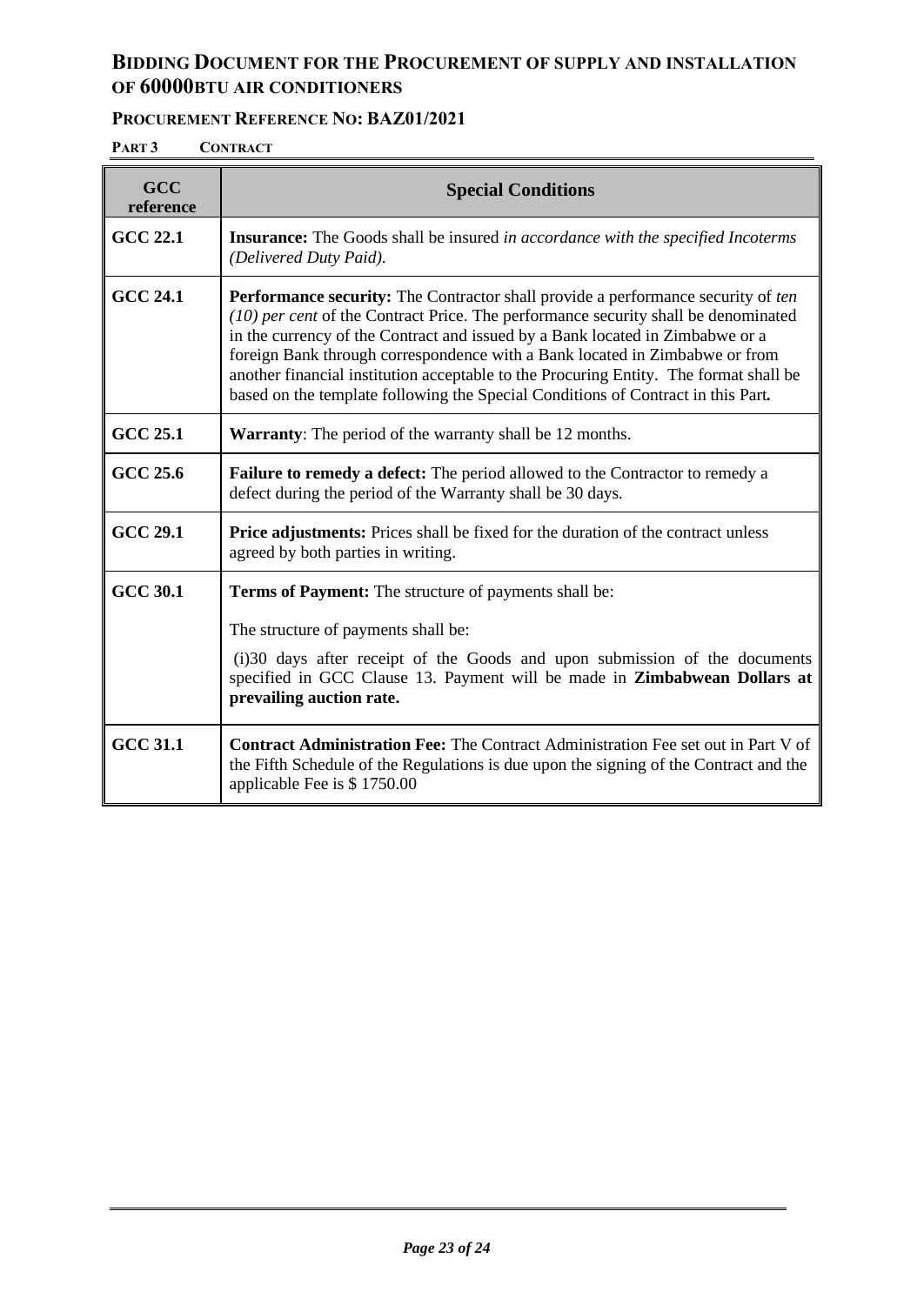| GCC reference | Special Conditions |
|---|---|
| **GCC 22.1** | **Insurance:** The Goods shall be insured *in accordance with the specified Incoterms (Delivered Duty Paid).* |
| **GCC 24.1** | **Performance security:** The Contractor shall provide a performance security of *ten (10) per cent* of the Contract Price. The performance security shall be denominated in the currency of the Contract and issued by a Bank located in Zimbabwe or a foreign Bank through correspondence with a Bank located in Zimbabwe or from another financial institution acceptable to the Procuring Entity. The format shall be based on the template following the Special Conditions of Contract in this Part**.** |
| **GCC 25.1** | **Warranty**: The period of the warranty shall be 12 months. |
| **GCC 25.6** | **Failure to remedy a defect:** The period allowed to the Contractor to remedy a defect during the period of the Warranty shall be 30 days. |
| **GCC 29.1** | **Price adjustments:** Prices shall be fixed for the duration of the contract unless agreed by both parties in writing. |
| **GCC 30.1** | **Terms of Payment:** The structure of payments shall be:<br><br>The structure of payments shall be:<br><br>(i)30 days after receipt of the Goods and upon submission of the documents specified in GCC Clause 13. Payment will be made in **Zimbabwean Dollars at prevailing auction rate.** |
| **GCC 31.1** | **Contract Administration Fee:** The Contract Administration Fee set out in Part V of the Fifth Schedule of the Regulations is due upon the signing of the Contract and the applicable Fee is $ 1750.00 |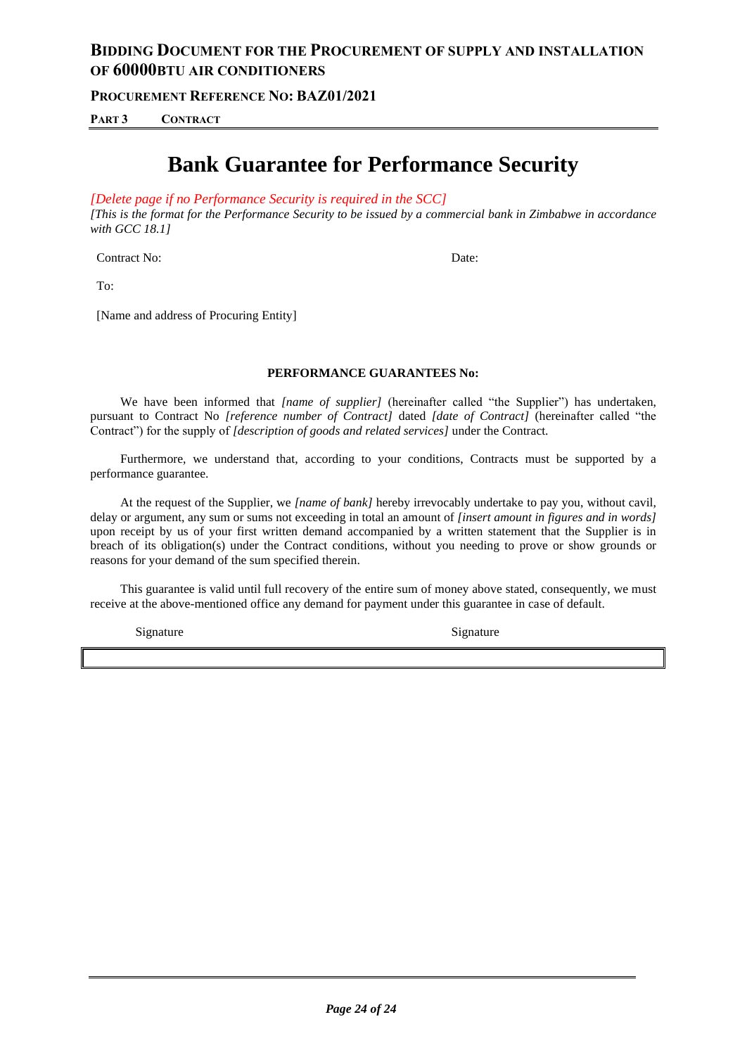# Bank Guarantee for Performance Security

*[Delete page if no Performance Security is required in the SCC]*

*[This is the format for the Performance Security to be issued by a commercial bank in Zimbabwe in accordance with GCC 18.1]*

Contract No: Date:

To:

[Name and address of Procuring Entity]

**PERFORMANCE GUARANTEES No:**

We have been informed that *[name of supplier]* (hereinafter called "the Supplier") has undertaken, pursuant to Contract No *[reference number of Contract]* dated *[date of Contract]* (hereinafter called "the Contract") for the supply of *[description of goods and related services]* under the Contract.

Furthermore, we understand that, according to your conditions, Contracts must be supported by a performance guarantee.

At the request of the Supplier, we *[name of bank]* hereby irrevocably undertake to pay you, without cavil, delay or argument, any sum or sums not exceeding in total an amount of *[insert amount in figures and in words]* upon receipt by us of your first written demand accompanied by a written statement that the Supplier is in breach of its obligation(s) under the Contract conditions, without you needing to prove or show grounds or reasons for your demand of the sum specified therein.

This guarantee is valid until full recovery of the entire sum of money above stated, consequently, we must receive at the above-mentioned office any demand for payment under this guarantee in case of default.

Signature Signature